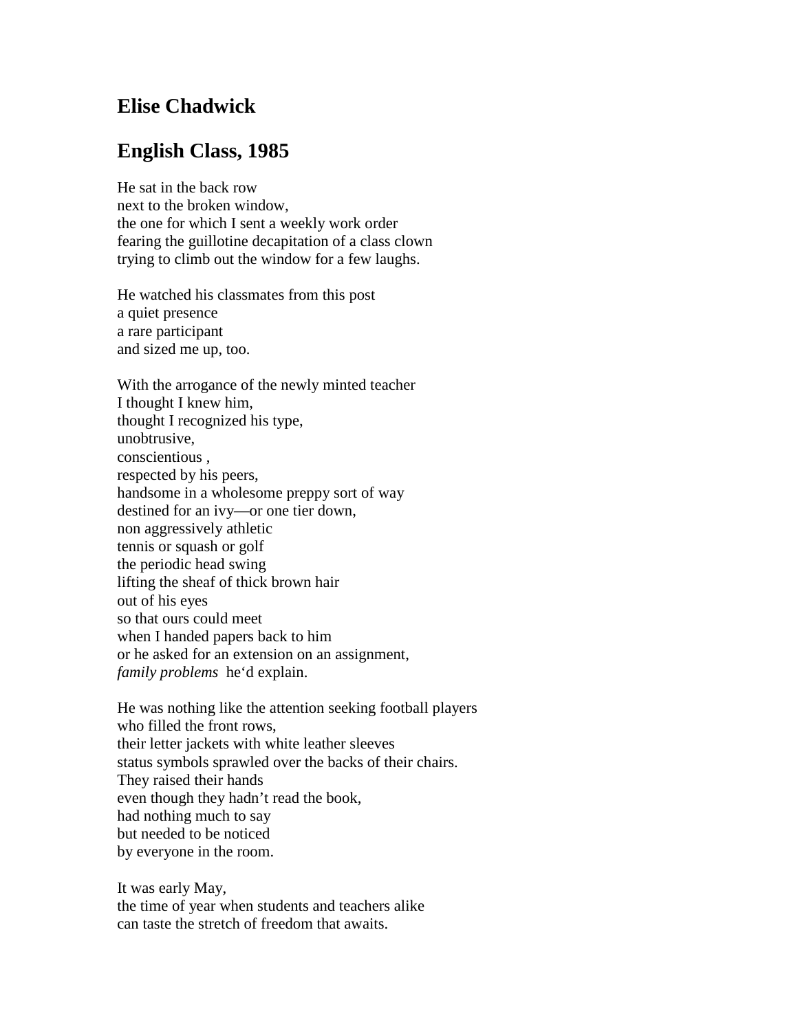## Elise Chadwick

## English Class, 1985

He sat in the back row  
next to the broken window,  
the one for which I sent a weekly work order  
fearing the guillotine decapitation of a class clown  
trying to climb out the window for a few laughs.

He watched his classmates from this post  
a quiet presence  
a rare participant  
and sized me up, too.

With the arrogance of the newly minted teacher  
I thought I knew him,  
thought I recognized his type,  
unobtrusive,  
conscientious ,  
respected by his peers,  
handsome in a wholesome preppy sort of way  
destined for an ivy—or one tier down,  
non aggressively athletic  
tennis or squash or golf  
the periodic head swing  
lifting the sheaf of thick brown hair  
out of his eyes  
so that ours could meet  
when I handed papers back to him  
or he asked for an extension on an assignment,  
*family problems* he'd explain.

He was nothing like the attention seeking football players  
who filled the front rows,  
their letter jackets with white leather sleeves  
status symbols sprawled over the backs of their chairs.  
They raised their hands  
even though they hadn't read the book,  
had nothing much to say  
but needed to be noticed  
by everyone in the room.

It was early May,  
the time of year when students and teachers alike  
can taste the stretch of freedom that awaits.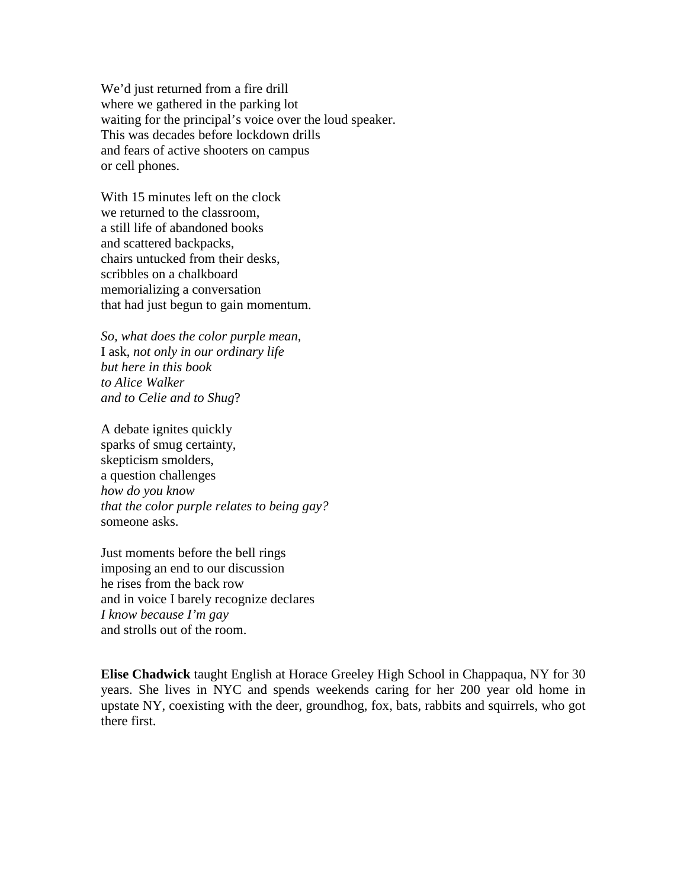We'd just returned from a fire drill
where we gathered in the parking lot
waiting for the principal's voice over the loud speaker.
This was decades before lockdown drills
and fears of active shooters on campus
or cell phones.

With 15 minutes left on the clock
we returned to the classroom,
a still life of abandoned books
and scattered backpacks,
chairs untucked from their desks,
scribbles on a chalkboard
memorializing a conversation
that had just begun to gain momentum.

*So, what does the color purple mean,*
I ask, *not only in our ordinary life*
*but here in this book*
*to Alice Walker*
*and to Celie and to Shug*?

A debate ignites quickly
sparks of smug certainty,
skepticism smolders,
a question challenges
*how do you know*
*that the color purple relates to being gay?*
someone asks.

Just moments before the bell rings
imposing an end to our discussion
he rises from the back row
and in voice I barely recognize declares
*I know because I'm gay*
and strolls out of the room.

**Elise Chadwick** taught English at Horace Greeley High School in Chappaqua, NY for 30 years. She lives in NYC and spends weekends caring for her 200 year old home in upstate NY, coexisting with the deer, groundhog, fox, bats, rabbits and squirrels, who got there first.